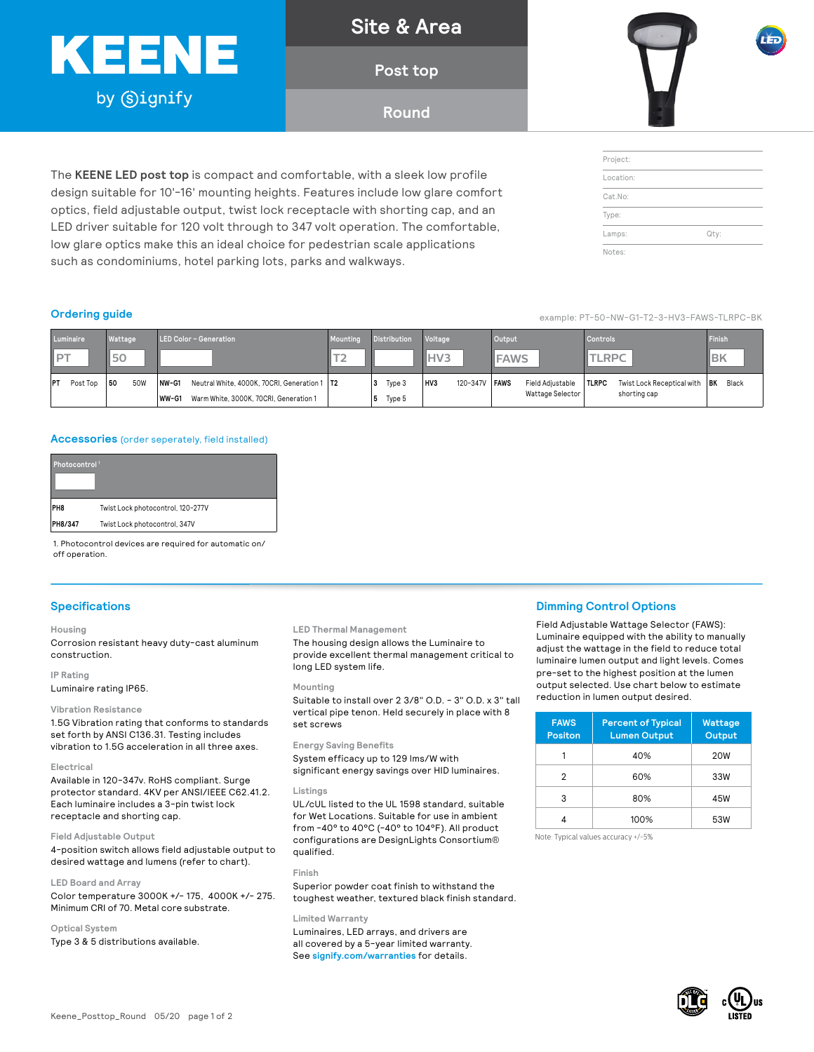# KEENE by Signify

## Site & Area

### Post top

### Round

The **KEENE LED post top** is compact and comfortable, with a sleek low profile design suitable for 10'-16' mounting heights. Features include low glare comfort optics, field adjustable output, twist lock receptacle with shorting cap, and an LED driver suitable for 120 volt through to 347 volt operation. The comfortable, low glare optics make this an ideal choice for pedestrian scale applications such as condominiums, hotel parking lots, parks and walkways.

| | |
|---|---|
| Project: | |
| Location: | |
| Cat.No: | |
| Type: | |
| Lamps: | Qty: |
| Notes: | |

## Ordering guide

example: PT-50-NW-G1-T2-3-HV3-FAWS-TLRPC-BK

| Luminaire | Wattage | LED Color – Generation | Mounting | Distribution | Voltage | Output | Controls | Finish |
|---|---|---|---|---|---|---|---|---|
| PT | 50 | | T2 | | HV3 | FAWS | TLRPC | BK |
| **PT** Post Top | **50** 50W | **NW-G1** Neutral White, 4000K, 70CRI, Generation 1 | **T2** | **3** Type 3 | **HV3** 120-347V | **FAWS** Field Adjustable Wattage Selector | **TLRPC** Twist Lock Receptical with shorting cap | **BK** Black |
| | | **WW-G1** Warm White, 3000K, 70CRI, Generation 1 | | **5** Type 5 | | | | |

## Accessories (order seperately, field installed)

| Photocontrol[1] | |
|---|---|
| **PH8** | Twist Lock photocontrol, 120-277V |
| **PH8/347** | Twist Lock photocontrol, 347V |

1. Photocontrol devices are required for automatic on/off operation.

## Specifications

**Housing**
Corrosion resistant heavy duty-cast aluminum construction.

**IP Rating**
Luminaire rating IP65.

**Vibration Resistance**
1.5G Vibration rating that conforms to standards set forth by ANSI C136.31. Testing includes vibration to 1.5G acceleration in all three axes.

**Electrical**
Available in 120-347v. RoHS compliant. Surge protector standard. 4KV per ANSI/IEEE C62.41.2. Each luminaire includes a 3-pin twist lock receptacle and shorting cap.

**Field Adjustable Output**
4-position switch allows field adjustable output to desired wattage and lumens (refer to chart).

**LED Board and Array**
Color temperature 3000K +/- 175, 4000K +/- 275. Minimum CRI of 70. Metal core substrate.

**Optical System**
Type 3 & 5 distributions available.

**LED Thermal Management**
The housing design allows the Luminaire to provide excellent thermal management critical to long LED system life.

**Mounting**
Suitable to install over 2 3/8" O.D. - 3" O.D. x 3" tall vertical pipe tenon. Held securely in place with 8 set screws

**Energy Saving Benefits**
System efficacy up to 129 lms/W with significant energy savings over HID luminaires.

**Listings**
UL/cUL listed to the UL 1598 standard, suitable for Wet Locations. Suitable for use in ambient from -40° to 40°C (-40° to 104°F). All product configurations are DesignLights Consortium® qualified.

**Finish**
Superior powder coat finish to withstand the toughest weather, textured black finish standard.

**Limited Warranty**
Luminaires, LED arrays, and drivers are all covered by a 5-year limited warranty. See signify.com/warranties for details.

## Dimming Control Options

Field Adjustable Wattage Selector (FAWS): Luminaire equipped with the ability to manually adjust the wattage in the field to reduce total luminaire lumen output and light levels. Comes pre-set to the highest position at the lumen output selected. Use chart below to estimate reduction in lumen output desired.

| FAWS Positon | Percent of Typical Lumen Output | Wattage Output |
|---|---|---|
| 1 | 40% | 20W |
| 2 | 60% | 33W |
| 3 | 80% | 45W |
| 4 | 100% | 53W |

Note: Typical values accuracy +/-5%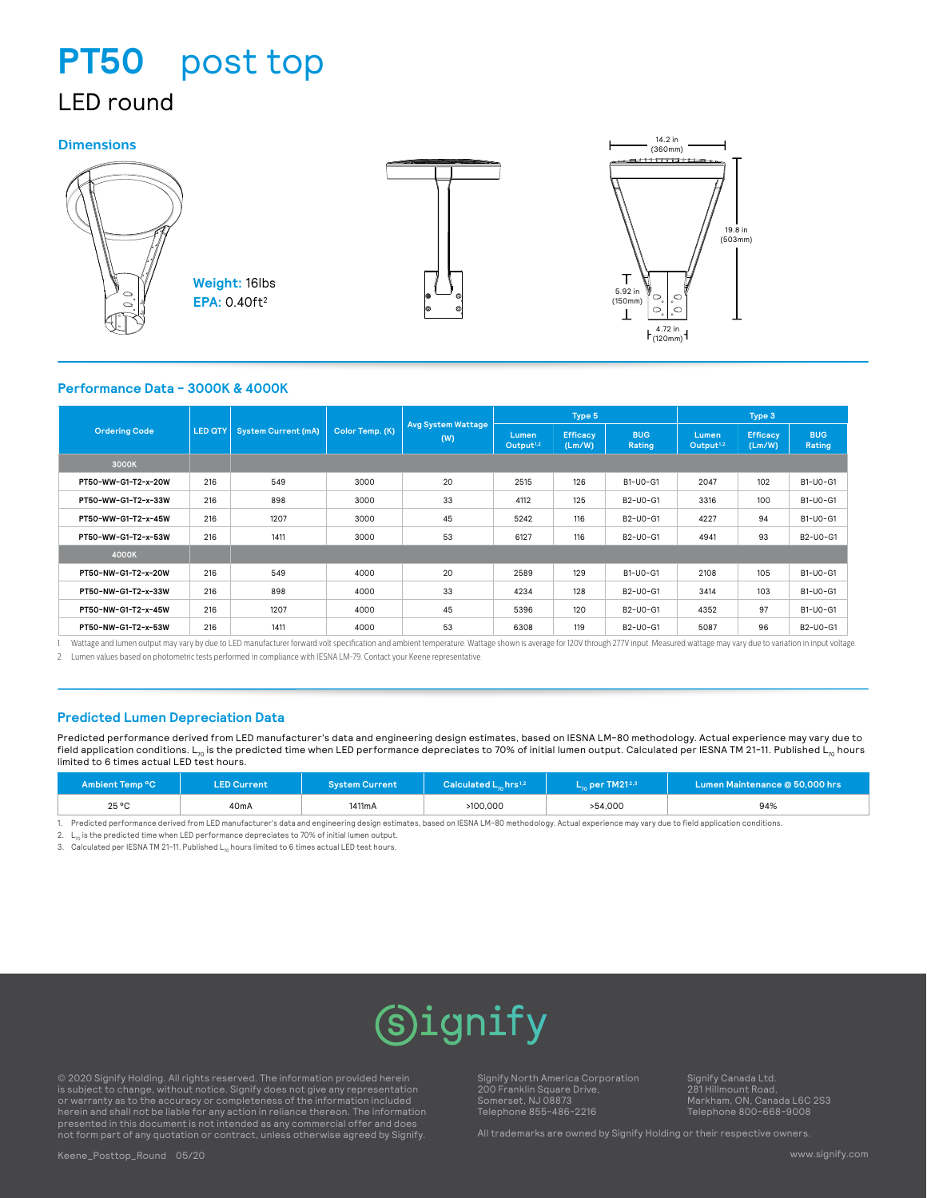# PT50 post top

## LED round

### Dimensions

**Weight:** 16lbs
**EPA:** 0.40ft²

14.2 in (360mm)
19.8 in (503mm)
5.92 in (150mm)
4.72 in (120mm)

### Performance Data - 3000K & 4000K

| Ordering Code | LED QTY | System Current (mA) | Color Temp. (K) | Avg System Wattage (W) | Type 5 | | | Type 3 | | |
|---|---|---|---|---|---|---|---|---|---|---|
| | | | | | Lumen Output[1,2] | Efficacy (Lm/W) | BUG Rating | Lumen Output[1,2] | Efficacy (Lm/W) | BUG Rating |
| 3000K | | | | | | | | | | |
| PT50-WW-G1-T2-x-20W | 216 | 549 | 3000 | 20 | 2515 | 126 | B1-U0-G1 | 2047 | 102 | B1-U0-G1 |
| PT50-WW-G1-T2-x-33W | 216 | 898 | 3000 | 33 | 4112 | 125 | B2-U0-G1 | 3316 | 100 | B1-U0-G1 |
| PT50-WW-G1-T2-x-45W | 216 | 1207 | 3000 | 45 | 5242 | 116 | B2-U0-G1 | 4227 | 94 | B1-U0-G1 |
| PT50-WW-G1-T2-x-53W | 216 | 1411 | 3000 | 53 | 6127 | 116 | B2-U0-G1 | 4941 | 93 | B2-U0-G1 |
| 4000K | | | | | | | | | | |
| PT50-NW-G1-T2-x-20W | 216 | 549 | 4000 | 20 | 2589 | 129 | B1-U0-G1 | 2108 | 105 | B1-U0-G1 |
| PT50-NW-G1-T2-x-33W | 216 | 898 | 4000 | 33 | 4234 | 128 | B2-U0-G1 | 3414 | 103 | B1-U0-G1 |
| PT50-NW-G1-T2-x-45W | 216 | 1207 | 4000 | 45 | 5396 | 120 | B2-U0-G1 | 4352 | 97 | B1-U0-G1 |
| PT50-NW-G1-T2-x-53W | 216 | 1411 | 4000 | 53 | 6308 | 119 | B2-U0-G1 | 5087 | 96 | B2-U0-G1 |

1. Wattage and lumen output may vary by due to LED manufacturer forward volt specification and ambient temperature. Wattage shown is average for 120V through 277V input. Measured wattage may vary due to variation in input voltage.
2. Lumen values based on photometric tests performed in compliance with IESNA LM-79. Contact your Keene representative.

### Predicted Lumen Depreciation Data

Predicted performance derived from LED manufacturer's data and engineering design estimates, based on IESNA LM-80 methodology. Actual experience may vary due to field application conditions. $L_{70}$ is the predicted time when LED performance depreciates to 70% of initial lumen output. Calculated per IESNA TM 21-11. Published $L_{70}$ hours limited to 6 times actual LED test hours.

| Ambient Temp °C | LED Current | System Current | Calculated $L_{70}$ hrs[1,2] | $L_{70}$ per TM21[2,3] | Lumen Maintenance @ 50,000 hrs |
|---|---|---|---|---|---|
| 25 °C | 40mA | 1411mA | >100,000 | >54,000 | 94% |

1. Predicted performance derived from LED manufacturer's data and engineering design estimates, based on IESNA LM-80 methodology. Actual experience may vary due to field application conditions.
2. $L_{70}$ is the predicted time when LED performance depreciates to 70% of initial lumen output.
3. Calculated per IESNA TM 21-11. Published $L_{70}$ hours limited to 6 times actual LED test hours.

signify

© 2020 Signify Holding. All rights reserved. The information provided herein is subject to change, without notice. Signify does not give any representation or warranty as to the accuracy or completeness of the information included herein and shall not be liable for any action in reliance thereon. The information presented in this document is not intended as any commercial offer and does not form part of any quotation or contract, unless otherwise agreed by Signify.

Signify North America Corporation
200 Franklin Square Drive,
Somerset, NJ 08873
Telephone 855-486-2216

Signify Canada Ltd.
281 Hillmount Road,
Markham, ON, Canada L6C 2S3
Telephone 800-668-9008

All trademarks are owned by Signify Holding or their respective owners.

Keene_Posttop_Round 05/20

www.signify.com